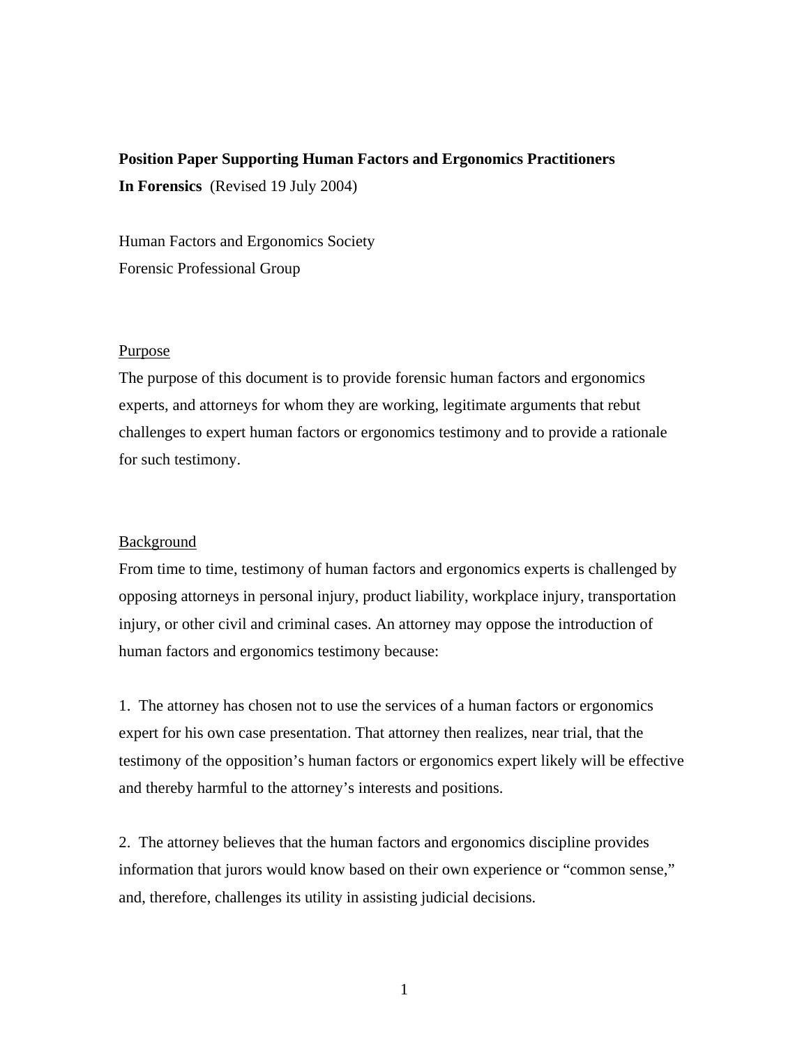**Position Paper Supporting Human Factors and Ergonomics Practitioners In Forensics** (Revised 19 July 2004)

Human Factors and Ergonomics Society
Forensic Professional Group

## Purpose

The purpose of this document is to provide forensic human factors and ergonomics experts, and attorneys for whom they are working, legitimate arguments that rebut challenges to expert human factors or ergonomics testimony and to provide a rationale for such testimony.

## Background

From time to time, testimony of human factors and ergonomics experts is challenged by opposing attorneys in personal injury, product liability, workplace injury, transportation injury, or other civil and criminal cases. An attorney may oppose the introduction of human factors and ergonomics testimony because:

1. The attorney has chosen not to use the services of a human factors or ergonomics expert for his own case presentation. That attorney then realizes, near trial, that the testimony of the opposition's human factors or ergonomics expert likely will be effective and thereby harmful to the attorney's interests and positions.

2. The attorney believes that the human factors and ergonomics discipline provides information that jurors would know based on their own experience or "common sense," and, therefore, challenges its utility in assisting judicial decisions.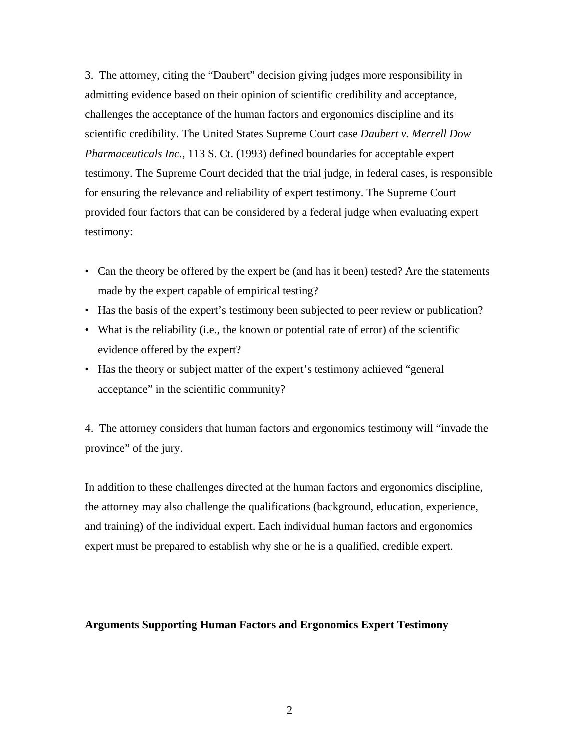3. The attorney, citing the "Daubert" decision giving judges more responsibility in admitting evidence based on their opinion of scientific credibility and acceptance, challenges the acceptance of the human factors and ergonomics discipline and its scientific credibility. The United States Supreme Court case *Daubert v. Merrell Dow Pharmaceuticals Inc.*, 113 S. Ct. (1993) defined boundaries for acceptable expert testimony. The Supreme Court decided that the trial judge, in federal cases, is responsible for ensuring the relevance and reliability of expert testimony. The Supreme Court provided four factors that can be considered by a federal judge when evaluating expert testimony:

- Can the theory be offered by the expert be (and has it been) tested? Are the statements made by the expert capable of empirical testing?
- Has the basis of the expert's testimony been subjected to peer review or publication?
- What is the reliability (i.e., the known or potential rate of error) of the scientific evidence offered by the expert?
- Has the theory or subject matter of the expert's testimony achieved "general acceptance" in the scientific community?

4. The attorney considers that human factors and ergonomics testimony will "invade the province" of the jury.

In addition to these challenges directed at the human factors and ergonomics discipline, the attorney may also challenge the qualifications (background, education, experience, and training) of the individual expert. Each individual human factors and ergonomics expert must be prepared to establish why she or he is a qualified, credible expert.

**Arguments Supporting Human Factors and Ergonomics Expert Testimony**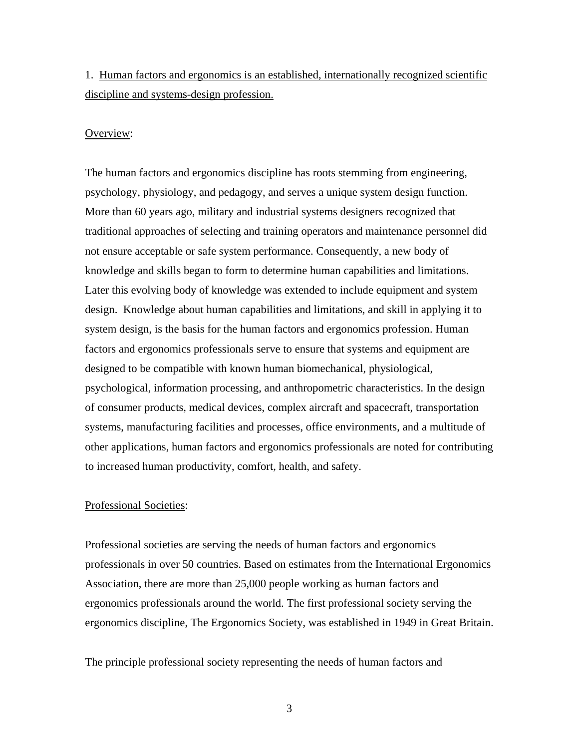1. <u>Human factors and ergonomics is an established, internationally recognized scientific discipline and systems-design profession.</u>

<u>Overview</u>:

The human factors and ergonomics discipline has roots stemming from engineering, psychology, physiology, and pedagogy, and serves a unique system design function. More than 60 years ago, military and industrial systems designers recognized that traditional approaches of selecting and training operators and maintenance personnel did not ensure acceptable or safe system performance. Consequently, a new body of knowledge and skills began to form to determine human capabilities and limitations. Later this evolving body of knowledge was extended to include equipment and system design. Knowledge about human capabilities and limitations, and skill in applying it to system design, is the basis for the human factors and ergonomics profession. Human factors and ergonomics professionals serve to ensure that systems and equipment are designed to be compatible with known human biomechanical, physiological, psychological, information processing, and anthropometric characteristics. In the design of consumer products, medical devices, complex aircraft and spacecraft, transportation systems, manufacturing facilities and processes, office environments, and a multitude of other applications, human factors and ergonomics professionals are noted for contributing to increased human productivity, comfort, health, and safety.

<u>Professional Societies</u>:

Professional societies are serving the needs of human factors and ergonomics professionals in over 50 countries. Based on estimates from the International Ergonomics Association, there are more than 25,000 people working as human factors and ergonomics professionals around the world. The first professional society serving the ergonomics discipline, The Ergonomics Society, was established in 1949 in Great Britain.

The principle professional society representing the needs of human factors and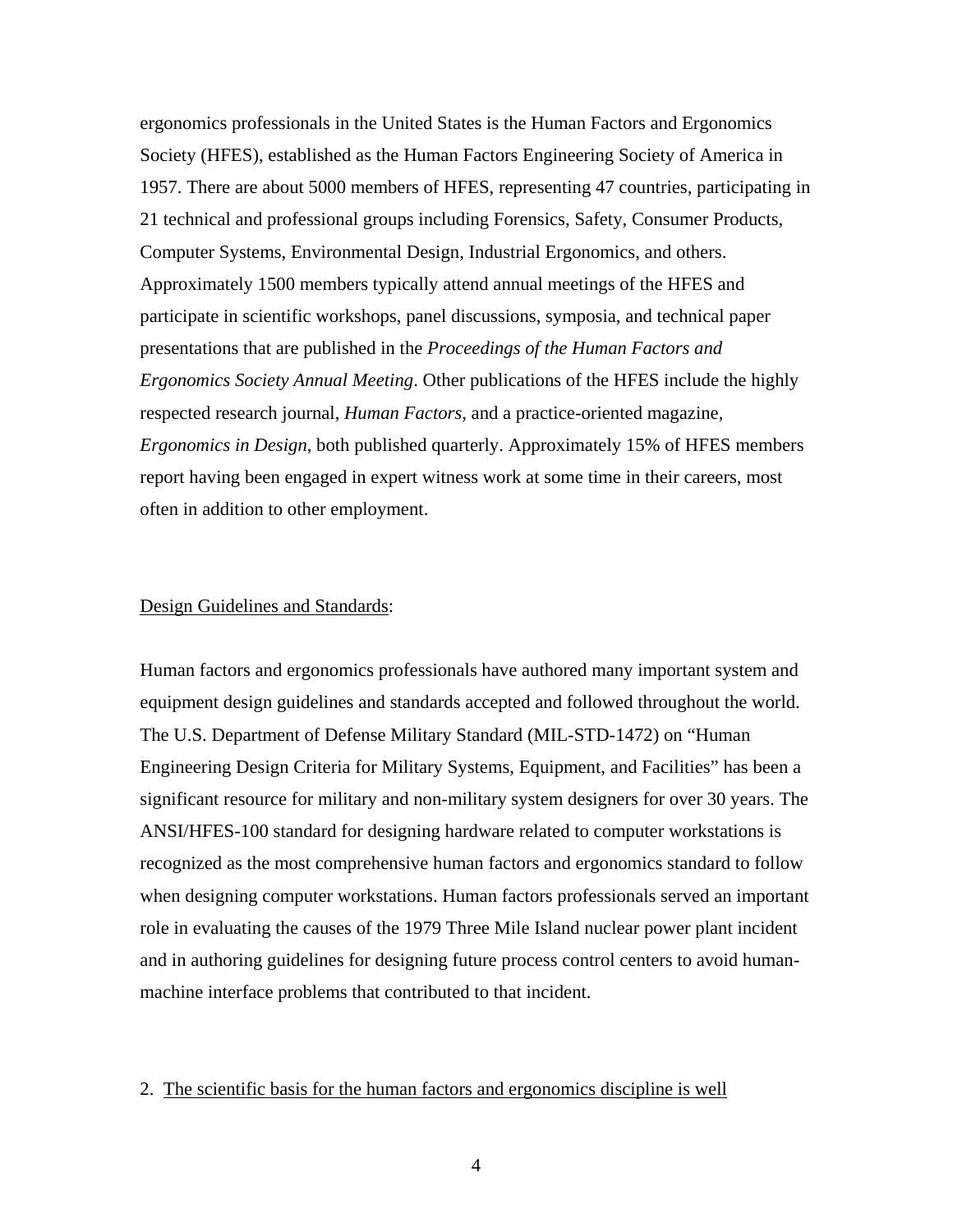ergonomics professionals in the United States is the Human Factors and Ergonomics Society (HFES), established as the Human Factors Engineering Society of America in 1957. There are about 5000 members of HFES, representing 47 countries, participating in 21 technical and professional groups including Forensics, Safety, Consumer Products, Computer Systems, Environmental Design, Industrial Ergonomics, and others. Approximately 1500 members typically attend annual meetings of the HFES and participate in scientific workshops, panel discussions, symposia, and technical paper presentations that are published in the *Proceedings of the Human Factors and Ergonomics Society Annual Meeting*. Other publications of the HFES include the highly respected research journal, *Human Factors*, and a practice-oriented magazine, *Ergonomics in Design*, both published quarterly. Approximately 15% of HFES members report having been engaged in expert witness work at some time in their careers, most often in addition to other employment.

<u>Design Guidelines and Standards</u>:

Human factors and ergonomics professionals have authored many important system and equipment design guidelines and standards accepted and followed throughout the world. The U.S. Department of Defense Military Standard (MIL-STD-1472) on “Human Engineering Design Criteria for Military Systems, Equipment, and Facilities” has been a significant resource for military and non-military system designers for over 30 years. The ANSI/HFES-100 standard for designing hardware related to computer workstations is recognized as the most comprehensive human factors and ergonomics standard to follow when designing computer workstations. Human factors professionals served an important role in evaluating the causes of the 1979 Three Mile Island nuclear power plant incident and in authoring guidelines for designing future process control centers to avoid human-machine interface problems that contributed to that incident.

2. <u>The scientific basis for the human factors and ergonomics discipline is well</u>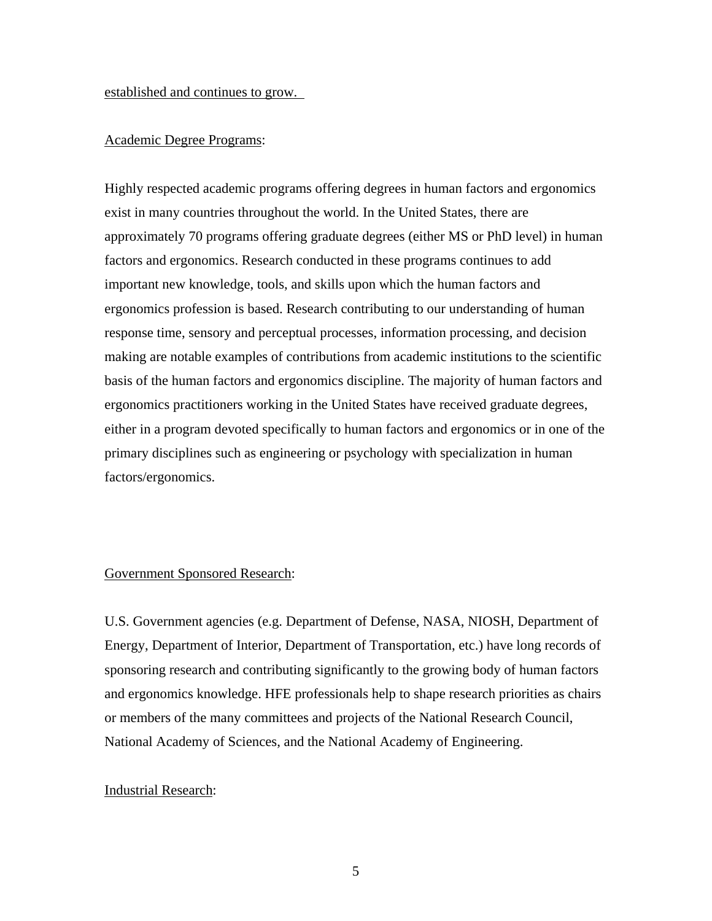established and continues to grow.

Academic Degree Programs:

Highly respected academic programs offering degrees in human factors and ergonomics exist in many countries throughout the world. In the United States, there are approximately 70 programs offering graduate degrees (either MS or PhD level) in human factors and ergonomics. Research conducted in these programs continues to add important new knowledge, tools, and skills upon which the human factors and ergonomics profession is based. Research contributing to our understanding of human response time, sensory and perceptual processes, information processing, and decision making are notable examples of contributions from academic institutions to the scientific basis of the human factors and ergonomics discipline. The majority of human factors and ergonomics practitioners working in the United States have received graduate degrees, either in a program devoted specifically to human factors and ergonomics or in one of the primary disciplines such as engineering or psychology with specialization in human factors/ergonomics.

Government Sponsored Research:

U.S. Government agencies (e.g. Department of Defense, NASA, NIOSH, Department of Energy, Department of Interior, Department of Transportation, etc.) have long records of sponsoring research and contributing significantly to the growing body of human factors and ergonomics knowledge. HFE professionals help to shape research priorities as chairs or members of the many committees and projects of the National Research Council, National Academy of Sciences, and the National Academy of Engineering.

Industrial Research: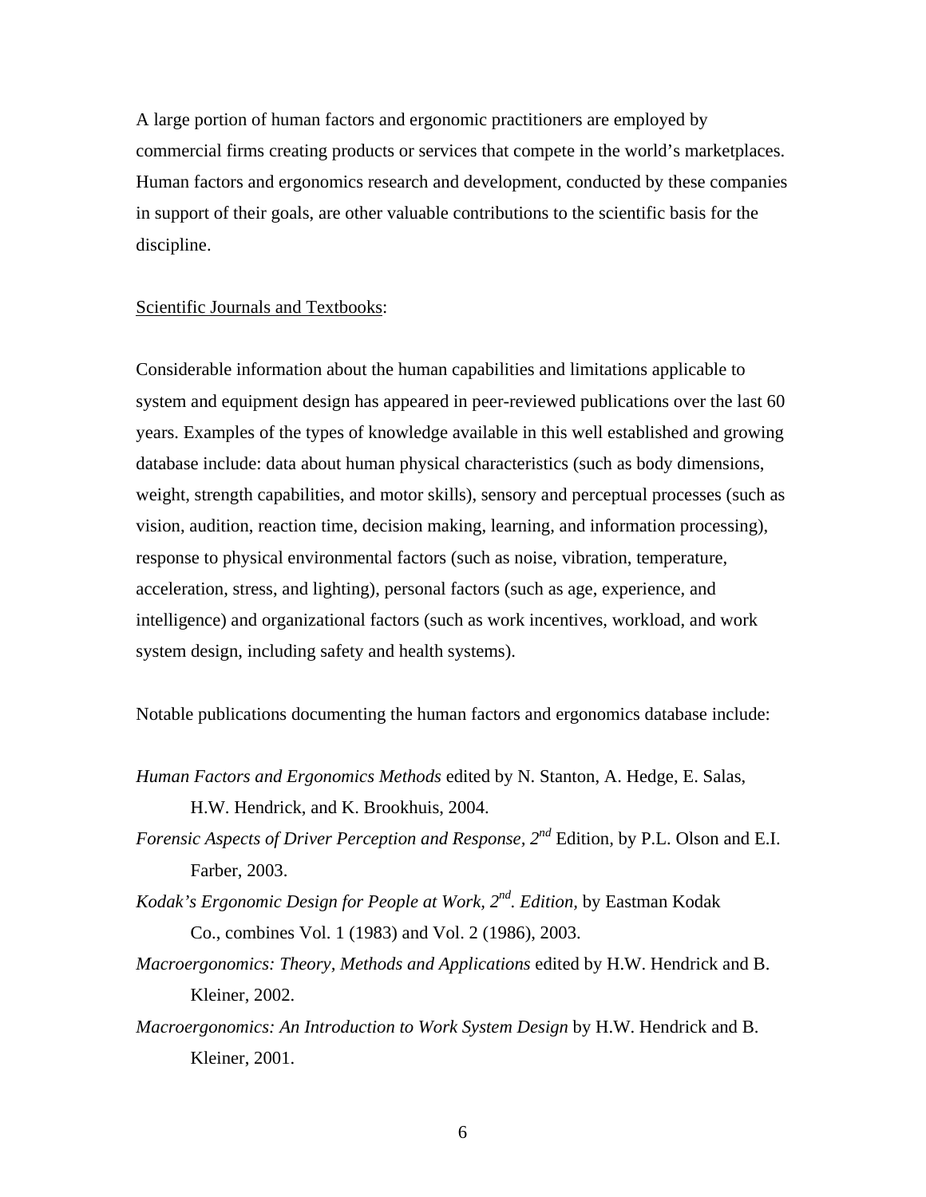A large portion of human factors and ergonomic practitioners are employed by commercial firms creating products or services that compete in the world's marketplaces. Human factors and ergonomics research and development, conducted by these companies in support of their goals, are other valuable contributions to the scientific basis for the discipline.

<u>Scientific Journals and Textbooks</u>:

Considerable information about the human capabilities and limitations applicable to system and equipment design has appeared in peer-reviewed publications over the last 60 years. Examples of the types of knowledge available in this well established and growing database include: data about human physical characteristics (such as body dimensions, weight, strength capabilities, and motor skills), sensory and perceptual processes (such as vision, audition, reaction time, decision making, learning, and information processing), response to physical environmental factors (such as noise, vibration, temperature, acceleration, stress, and lighting), personal factors (such as age, experience, and intelligence) and organizational factors (such as work incentives, workload, and work system design, including safety and health systems).

Notable publications documenting the human factors and ergonomics database include:

*Human Factors and Ergonomics Methods* edited by N. Stanton, A. Hedge, E. Salas, H.W. Hendrick, and K. Brookhuis, 2004.

*Forensic Aspects of Driver Perception and Response, 2nd* Edition, by P.L. Olson and E.I. Farber, 2003.

*Kodak's Ergonomic Design for People at Work, 2nd. Edition,* by Eastman Kodak Co., combines Vol. 1 (1983) and Vol. 2 (1986), 2003.

*Macroergonomics: Theory, Methods and Applications* edited by H.W. Hendrick and B. Kleiner, 2002.

*Macroergonomics: An Introduction to Work System Design* by H.W. Hendrick and B. Kleiner, 2001.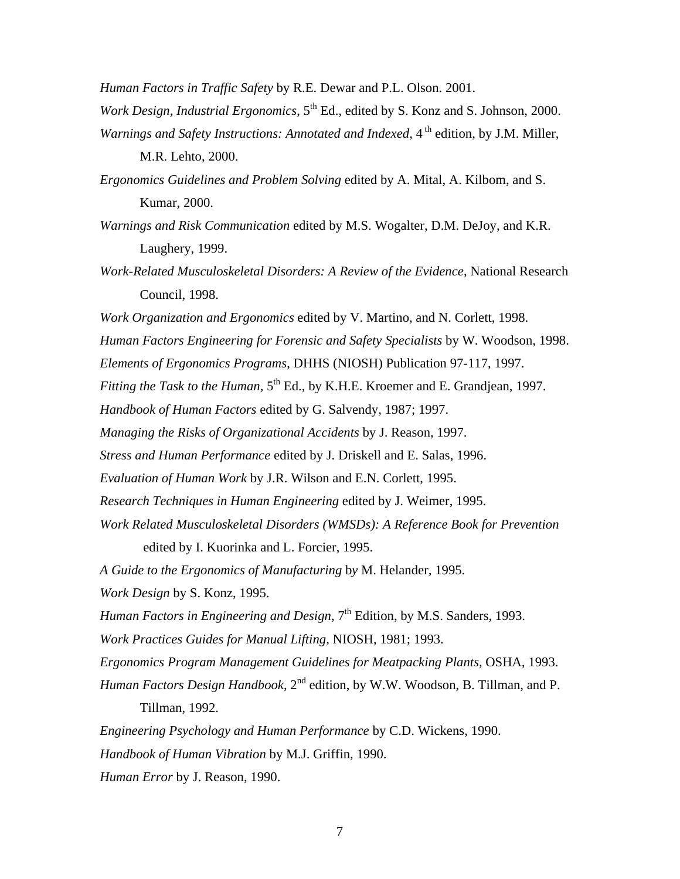*Human Factors in Traffic Safety* by R.E. Dewar and P.L. Olson. 2001.

*Work Design, Industrial Ergonomics*, 5th Ed., edited by S. Konz and S. Johnson, 2000.

*Warnings and Safety Instructions: Annotated and Indexed,* 4 th edition, by J.M. Miller, M.R. Lehto, 2000.

*Ergonomics Guidelines and Problem Solving* edited by A. Mital, A. Kilbom, and S. Kumar, 2000.

*Warnings and Risk Communication* edited by M.S. Wogalter, D.M. DeJoy, and K.R. Laughery, 1999.

*Work-Related Musculoskeletal Disorders: A Review of the Evidence,* National Research Council, 1998.

*Work Organization and Ergonomics* edited by V. Martino, and N. Corlett, 1998.

*Human Factors Engineering for Forensic and Safety Specialists* by W. Woodson, 1998.

*Elements of Ergonomics Programs*, DHHS (NIOSH) Publication 97-117, 1997.

*Fitting the Task to the Human,* 5th Ed., by K.H.E. Kroemer and E. Grandjean, 1997.

*Handbook of Human Factors* edited by G. Salvendy, 1987; 1997.

*Managing the Risks of Organizational Accidents* by J. Reason, 1997.

*Stress and Human Performance* edited by J. Driskell and E. Salas, 1996.

*Evaluation of Human Work* by J.R. Wilson and E.N. Corlett, 1995.

*Research Techniques in Human Engineering* edited by J. Weimer, 1995.

*Work Related Musculoskeletal Disorders (WMSDs): A Reference Book for Prevention* edited by I. Kuorinka and L. Forcier, 1995.

*A Guide to the Ergonomics of Manufacturing* by M. Helander, 1995.

*Work Design* by S. Konz, 1995.

*Human Factors in Engineering and Design*, 7th Edition, by M.S. Sanders, 1993.

*Work Practices Guides for Manual Lifting,* NIOSH, 1981; 1993.

*Ergonomics Program Management Guidelines for Meatpacking Plants,* OSHA, 1993.

*Human Factors Design Handbook*, 2nd edition, by W.W. Woodson, B. Tillman, and P. Tillman, 1992.

*Engineering Psychology and Human Performance* by C.D. Wickens, 1990.

*Handbook of Human Vibration* by M.J. Griffin, 1990.

*Human Error* by J. Reason, 1990.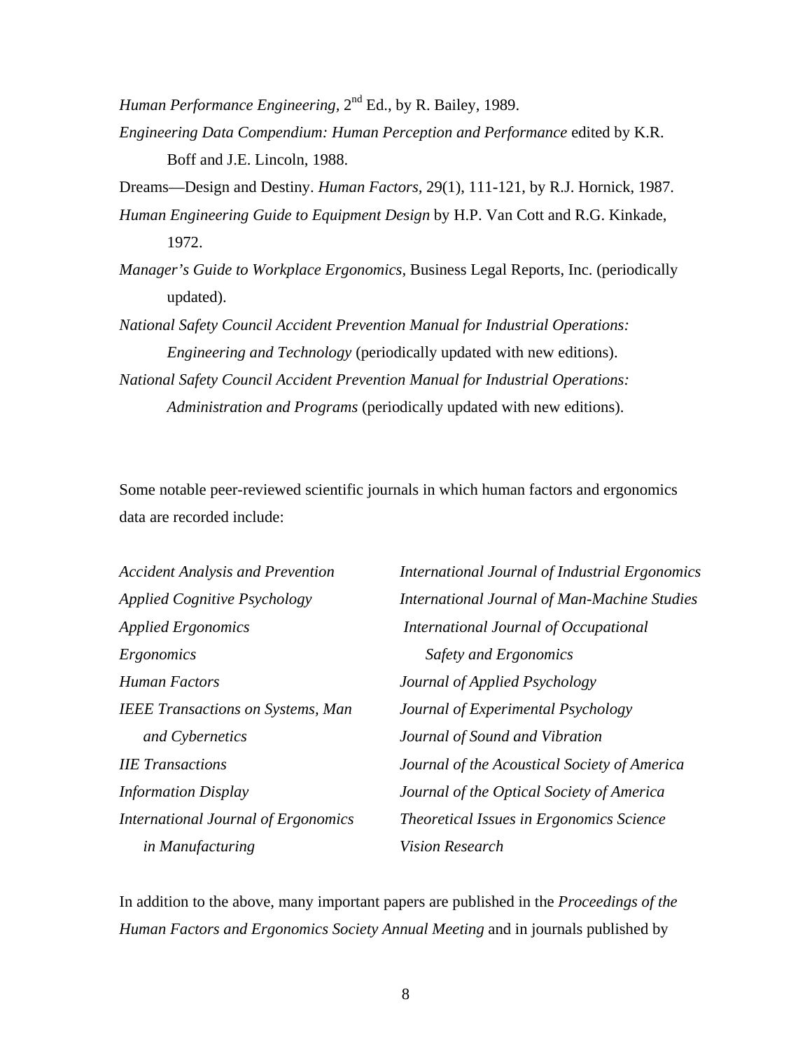*Human Performance Engineering*, 2nd Ed., by R. Bailey, 1989.

*Engineering Data Compendium: Human Perception and Performance* edited by K.R. Boff and J.E. Lincoln, 1988.

Dreams—Design and Destiny. *Human Factors*, 29(1), 111-121, by R.J. Hornick, 1987.

*Human Engineering Guide to Equipment Design* by H.P. Van Cott and R.G. Kinkade, 1972.

*Manager's Guide to Workplace Ergonomics*, Business Legal Reports, Inc. (periodically updated).

*National Safety Council Accident Prevention Manual for Industrial Operations: Engineering and Technology* (periodically updated with new editions).

*National Safety Council Accident Prevention Manual for Industrial Operations: Administration and Programs* (periodically updated with new editions).

Some notable peer-reviewed scientific journals in which human factors and ergonomics data are recorded include:

*Accident Analysis and Prevention*
*Applied Cognitive Psychology*
*Applied Ergonomics*
*Ergonomics*
*Human Factors*
*IEEE Transactions on Systems, Man and Cybernetics*
*IIE Transactions*
*Information Display*
*International Journal of Ergonomics in Manufacturing*
*International Journal of Industrial Ergonomics*
*International Journal of Man-Machine Studies*
*International Journal of Occupational Safety and Ergonomics*
*Journal of Applied Psychology*
*Journal of Experimental Psychology*
*Journal of Sound and Vibration*
*Journal of the Acoustical Society of America*
*Journal of the Optical Society of America*
*Theoretical Issues in Ergonomics Science*
*Vision Research*

In addition to the above, many important papers are published in the *Proceedings of the Human Factors and Ergonomics Society Annual Meeting* and in journals published by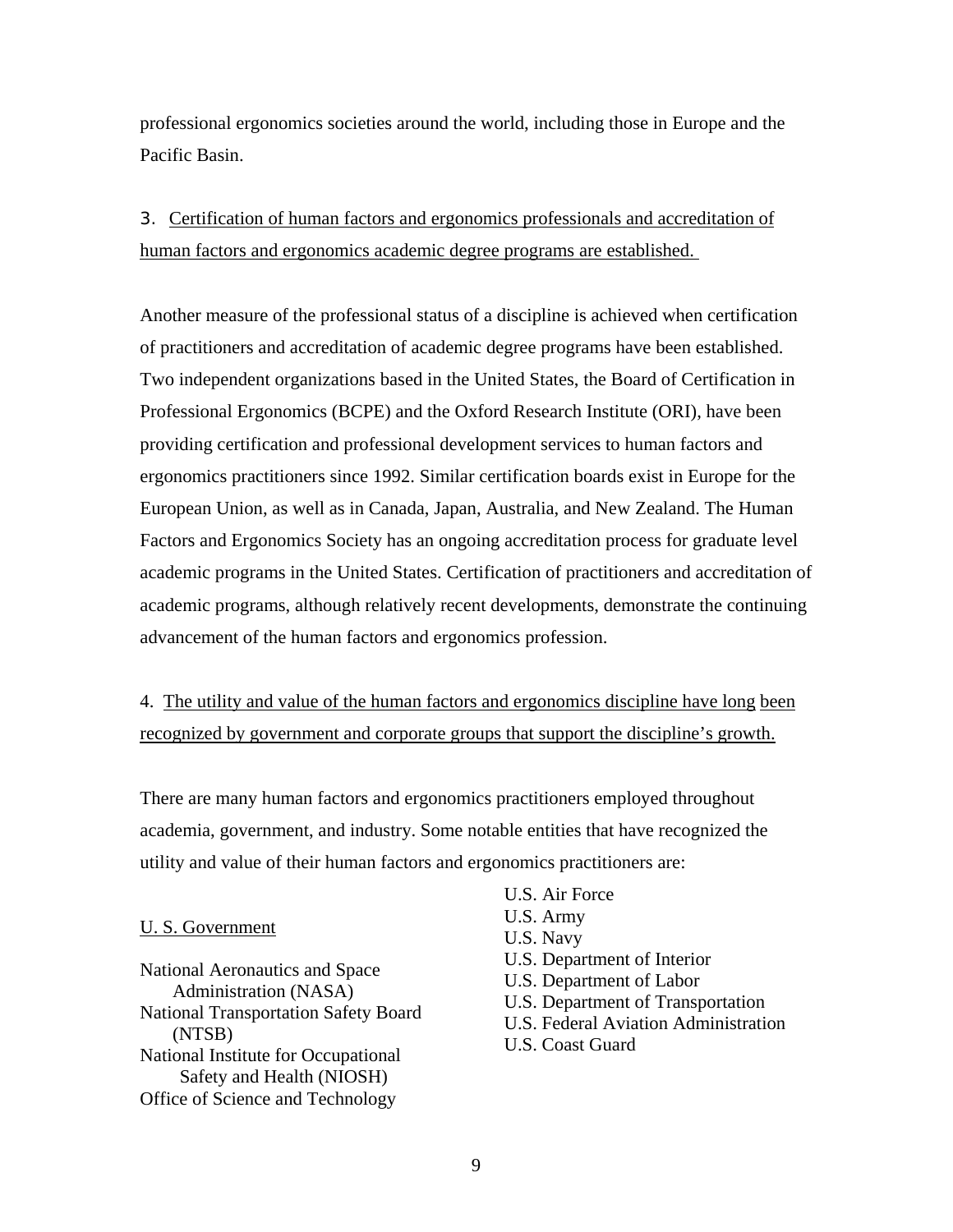professional ergonomics societies around the world, including those in Europe and the Pacific Basin.

3. Certification of human factors and ergonomics professionals and accreditation of human factors and ergonomics academic degree programs are established.

Another measure of the professional status of a discipline is achieved when certification of practitioners and accreditation of academic degree programs have been established. Two independent organizations based in the United States, the Board of Certification in Professional Ergonomics (BCPE) and the Oxford Research Institute (ORI), have been providing certification and professional development services to human factors and ergonomics practitioners since 1992. Similar certification boards exist in Europe for the European Union, as well as in Canada, Japan, Australia, and New Zealand. The Human Factors and Ergonomics Society has an ongoing accreditation process for graduate level academic programs in the United States. Certification of practitioners and accreditation of academic programs, although relatively recent developments, demonstrate the continuing advancement of the human factors and ergonomics profession.

4. The utility and value of the human factors and ergonomics discipline have long been recognized by government and corporate groups that support the discipline's growth.

There are many human factors and ergonomics practitioners employed throughout academia, government, and industry. Some notable entities that have recognized the utility and value of their human factors and ergonomics practitioners are:

U. S. Government

- National Aeronautics and Space Administration (NASA)
- National Transportation Safety Board (NTSB)
- National Institute for Occupational Safety and Health (NIOSH)
- Office of Science and Technology
- U.S. Air Force
- U.S. Army
- U.S. Navy
- U.S. Department of Interior
- U.S. Department of Labor
- U.S. Department of Transportation
- U.S. Federal Aviation Administration
- U.S. Coast Guard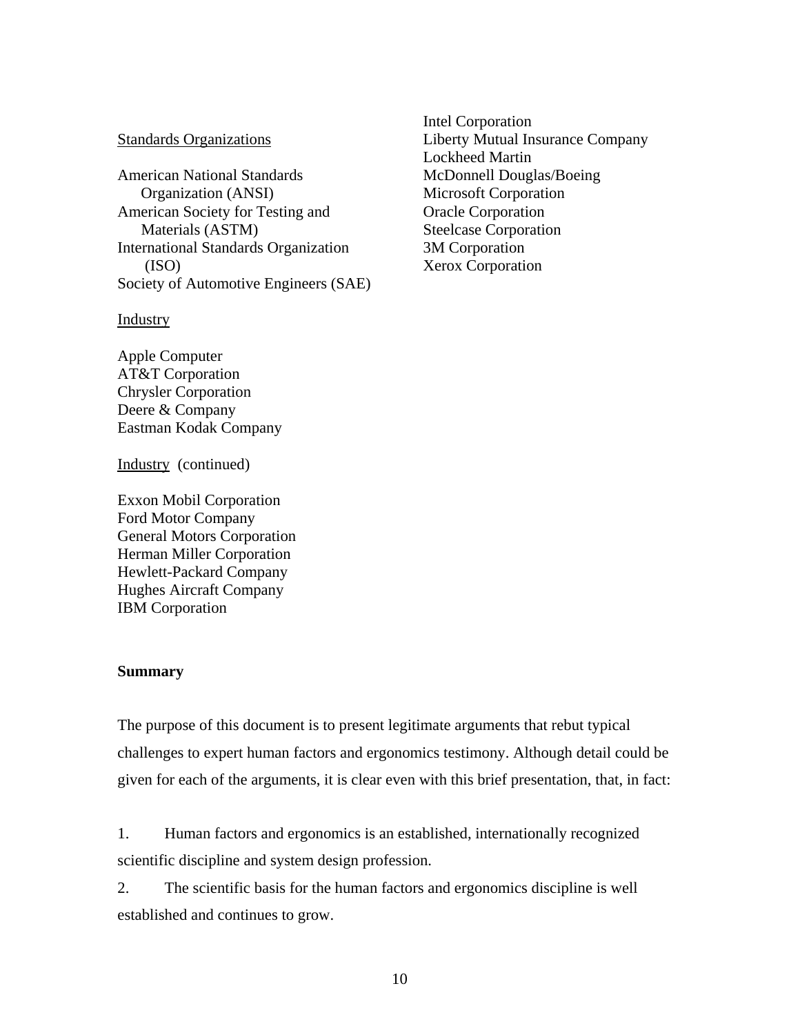Standards Organizations

American National Standards Organization (ANSI)
American Society for Testing and Materials (ASTM)
International Standards Organization (ISO)
Society of Automotive Engineers (SAE)

Industry

Apple Computer
AT&T Corporation
Chrysler Corporation
Deere & Company
Eastman Kodak Company

Industry (continued)

Exxon Mobil Corporation
Ford Motor Company
General Motors Corporation
Herman Miller Corporation
Hewlett-Packard Company
Hughes Aircraft Company
IBM Corporation
Intel Corporation
Liberty Mutual Insurance Company
Lockheed Martin
McDonnell Douglas/Boeing
Microsoft Corporation
Oracle Corporation
Steelcase Corporation
3M Corporation
Xerox Corporation

**Summary**

The purpose of this document is to present legitimate arguments that rebut typical challenges to expert human factors and ergonomics testimony. Although detail could be given for each of the arguments, it is clear even with this brief presentation, that, in fact:

1. Human factors and ergonomics is an established, internationally recognized scientific discipline and system design profession.
2. The scientific basis for the human factors and ergonomics discipline is well established and continues to grow.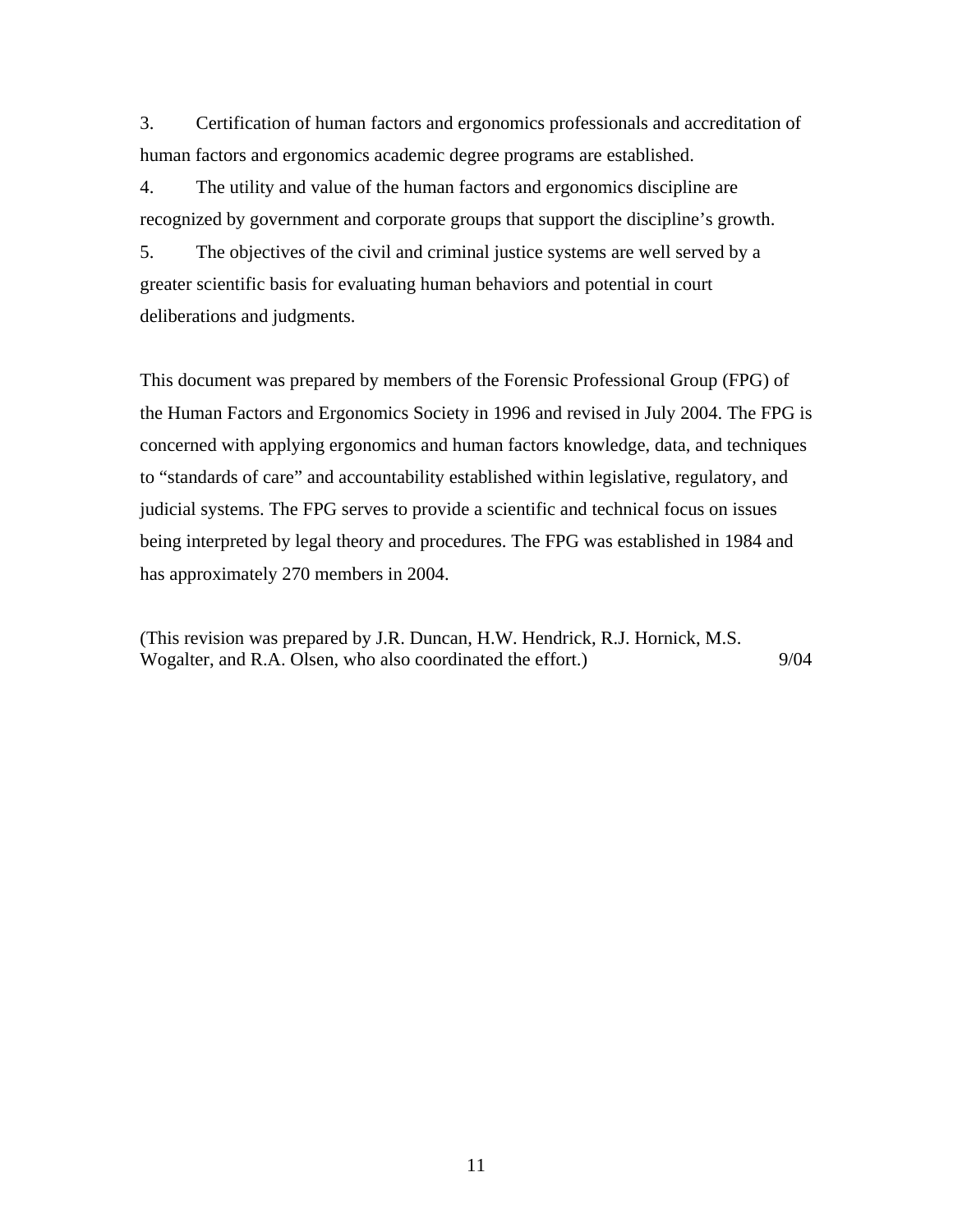3. Certification of human factors and ergonomics professionals and accreditation of human factors and ergonomics academic degree programs are established.
4. The utility and value of the human factors and ergonomics discipline are recognized by government and corporate groups that support the discipline's growth.
5. The objectives of the civil and criminal justice systems are well served by a greater scientific basis for evaluating human behaviors and potential in court deliberations and judgments.

This document was prepared by members of the Forensic Professional Group (FPG) of the Human Factors and Ergonomics Society in 1996 and revised in July 2004. The FPG is concerned with applying ergonomics and human factors knowledge, data, and techniques to "standards of care" and accountability established within legislative, regulatory, and judicial systems. The FPG serves to provide a scientific and technical focus on issues being interpreted by legal theory and procedures. The FPG was established in 1984 and has approximately 270 members in 2004.

(This revision was prepared by J.R. Duncan, H.W. Hendrick, R.J. Hornick, M.S. Wogalter, and R.A. Olsen, who also coordinated the effort.) 9/04